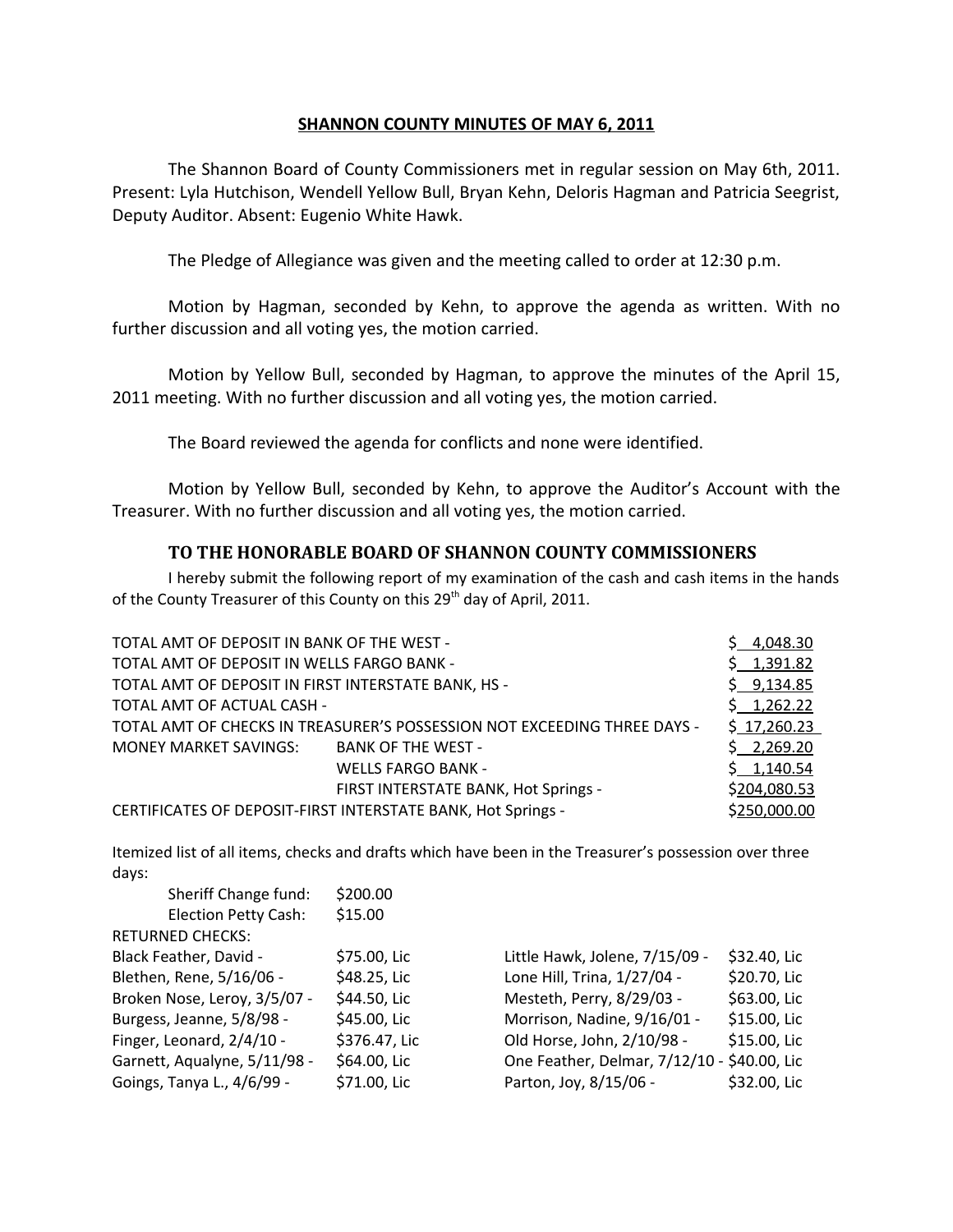# SHANNON COUNTY MINUTES OF MAY 6, 2011

The Shannon Board of County Commissioners met in regular session on May 6th, 2011. Present: Lyla Hutchison, Wendell Yellow Bull, Bryan Kehn, Deloris Hagman and Patricia Seegrist, Deputy Auditor. Absent: Eugenio White Hawk.

The Pledge of Allegiance was given and the meeting called to order at 12:30 p.m.

Motion by Hagman, seconded by Kehn, to approve the agenda as written. With no further discussion and all voting yes, the motion carried.

Motion by Yellow Bull, seconded by Hagman, to approve the minutes of the April 15, 2011 meeting. With no further discussion and all voting yes, the motion carried.

The Board reviewed the agenda for conflicts and none were identified.

Motion by Yellow Bull, seconded by Kehn, to approve the Auditor's Account with the Treasurer. With no further discussion and all voting yes, the motion carried.

## TO THE HONORABLE BOARD OF SHANNON COUNTY COMMISSIONERS

I hereby submit the following report of my examination of the cash and cash items in the hands of the County Treasurer of this County on this 29th day of April, 2011.

| | | |
|---|---|---|
| TOTAL AMT OF DEPOSIT IN BANK OF THE WEST - | | $ 4,048.30 |
| TOTAL AMT OF DEPOSIT IN WELLS FARGO BANK - | | $ 1,391.82 |
| TOTAL AMT OF DEPOSIT IN FIRST INTERSTATE BANK, HS - | | $ 9,134.85 |
| TOTAL AMT OF ACTUAL CASH - | | $ 1,262.22 |
| TOTAL AMT OF CHECKS IN TREASURER'S POSSESSION NOT EXCEEDING THREE DAYS - | | $ 17,260.23 |
| MONEY MARKET SAVINGS: | BANK OF THE WEST - | $ 2,269.20 |
| | WELLS FARGO BANK - | $ 1,140.54 |
| | FIRST INTERSTATE BANK, Hot Springs - | $204,080.53 |
| CERTIFICATES OF DEPOSIT-FIRST INTERSTATE BANK, Hot Springs - | | $250,000.00 |

Itemized list of all items, checks and drafts which have been in the Treasurer's possession over three days:

| | |
|---|---|
| Sheriff Change fund: | $200.00 |
| Election Petty Cash: | $15.00 |

RETURNED CHECKS:

| | | | |
|---|---|---|---|
| Black Feather, David - | $75.00, Lic | Little Hawk, Jolene, 7/15/09 - | $32.40, Lic |
| Blethen, Rene, 5/16/06 - | $48.25, Lic | Lone Hill, Trina, 1/27/04 - | $20.70, Lic |
| Broken Nose, Leroy, 3/5/07 - | $44.50, Lic | Mesteth, Perry, 8/29/03 - | $63.00, Lic |
| Burgess, Jeanne, 5/8/98 - | $45.00, Lic | Morrison, Nadine, 9/16/01 - | $15.00, Lic |
| Finger, Leonard, 2/4/10 - | $376.47, Lic | Old Horse, John, 2/10/98 - | $15.00, Lic |
| Garnett, Aqualyne, 5/11/98 - | $64.00, Lic | One Feather, Delmar, 7/12/10 - | $40.00, Lic |
| Goings, Tanya L., 4/6/99 - | $71.00, Lic | Parton, Joy, 8/15/06 - | $32.00, Lic |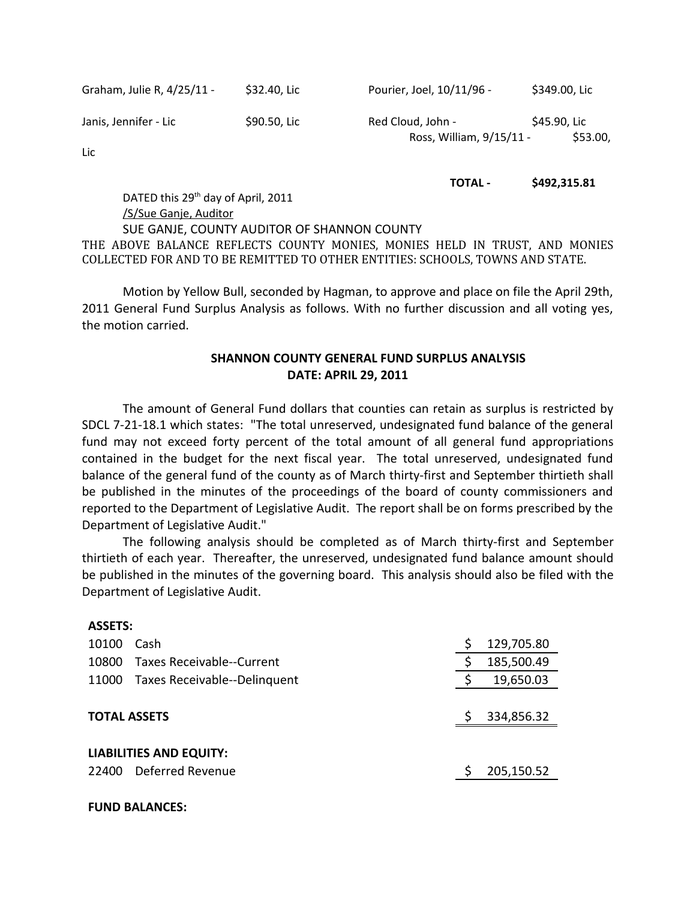| | | | |
|---|---|---|---|
| Graham, Julie R, 4/25/11 - | $32.40, Lic | Pourier, Joel, 10/11/96 - | $349.00, Lic |
| Janis, Jennifer - Lic | $90.50, Lic | Red Cloud, John - | $45.90, Lic |
| | | Ross, William, 9/15/11 - | $53.00, Lic |

**TOTAL - $492,315.81**

DATED this 29th day of April, 2011
/S/Sue Ganje, Auditor
SUE GANJE, COUNTY AUDITOR OF SHANNON COUNTY

THE ABOVE BALANCE REFLECTS COUNTY MONIES, MONIES HELD IN TRUST, AND MONIES COLLECTED FOR AND TO BE REMITTED TO OTHER ENTITIES: SCHOOLS, TOWNS AND STATE.

Motion by Yellow Bull, seconded by Hagman, to approve and place on file the April 29th, 2011 General Fund Surplus Analysis as follows. With no further discussion and all voting yes, the motion carried.

**SHANNON COUNTY GENERAL FUND SURPLUS ANALYSIS**
**DATE: APRIL 29, 2011**

The amount of General Fund dollars that counties can retain as surplus is restricted by SDCL 7-21-18.1 which states: "The total unreserved, undesignated fund balance of the general fund may not exceed forty percent of the total amount of all general fund appropriations contained in the budget for the next fiscal year. The total unreserved, undesignated fund balance of the general fund of the county as of March thirty-first and September thirtieth shall be published in the minutes of the proceedings of the board of county commissioners and reported to the Department of Legislative Audit. The report shall be on forms prescribed by the Department of Legislative Audit."

The following analysis should be completed as of March thirty-first and September thirtieth of each year. Thereafter, the unreserved, undesignated fund balance amount should be published in the minutes of the governing board. This analysis should also be filed with the Department of Legislative Audit.

| | | |
|---|---|---|
| **ASSETS:** | | |
| 10100 | Cash | $ 129,705.80 |
| 10800 | Taxes Receivable--Current | $ 185,500.49 |
| 11000 | Taxes Receivable--Delinquent | $ 19,650.03 |
| **TOTAL ASSETS** | | $ 334,856.32 |
| **LIABILITIES AND EQUITY:** | | |
| 22400 | Deferred Revenue | $ 205,150.52 |
| **FUND BALANCES:** | | |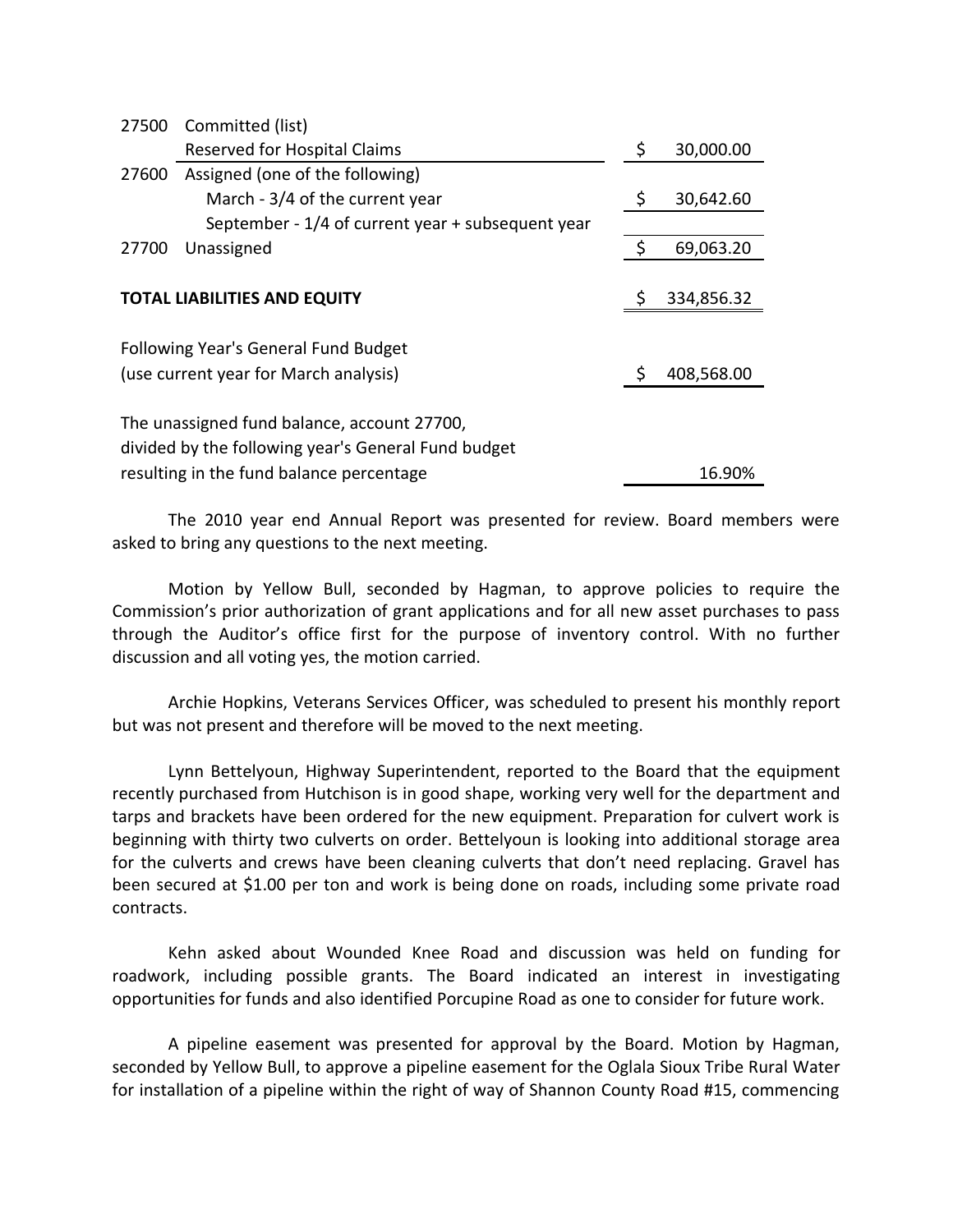| | | | |
|---|---|---|---|
| 27500 | Committed (list) | | |
| | Reserved for Hospital Claims | $ | 30,000.00 |
| 27600 | Assigned (one of the following) | | |
| | March - 3/4 of the current year | $ | 30,642.60 |
| | September - 1/4 of current year + subsequent year | | |
| 27700 | Unassigned | $ | 69,063.20 |
| | | | |
| **TOTAL LIABILITIES AND EQUITY** | | $ | 334,856.32 |
| | | | |
| Following Year's General Fund Budget (use current year for March analysis) | | $ | 408,568.00 |
| | | | |
| The unassigned fund balance, account 27700, divided by the following year's General Fund budget resulting in the fund balance percentage | | | 16.90% |

The 2010 year end Annual Report was presented for review. Board members were asked to bring any questions to the next meeting.

Motion by Yellow Bull, seconded by Hagman, to approve policies to require the Commission's prior authorization of grant applications and for all new asset purchases to pass through the Auditor's office first for the purpose of inventory control. With no further discussion and all voting yes, the motion carried.

Archie Hopkins, Veterans Services Officer, was scheduled to present his monthly report but was not present and therefore will be moved to the next meeting.

Lynn Bettelyoun, Highway Superintendent, reported to the Board that the equipment recently purchased from Hutchison is in good shape, working very well for the department and tarps and brackets have been ordered for the new equipment. Preparation for culvert work is beginning with thirty two culverts on order. Bettelyoun is looking into additional storage area for the culverts and crews have been cleaning culverts that don't need replacing. Gravel has been secured at $1.00 per ton and work is being done on roads, including some private road contracts.

Kehn asked about Wounded Knee Road and discussion was held on funding for roadwork, including possible grants. The Board indicated an interest in investigating opportunities for funds and also identified Porcupine Road as one to consider for future work.

A pipeline easement was presented for approval by the Board. Motion by Hagman, seconded by Yellow Bull, to approve a pipeline easement for the Oglala Sioux Tribe Rural Water for installation of a pipeline within the right of way of Shannon County Road #15, commencing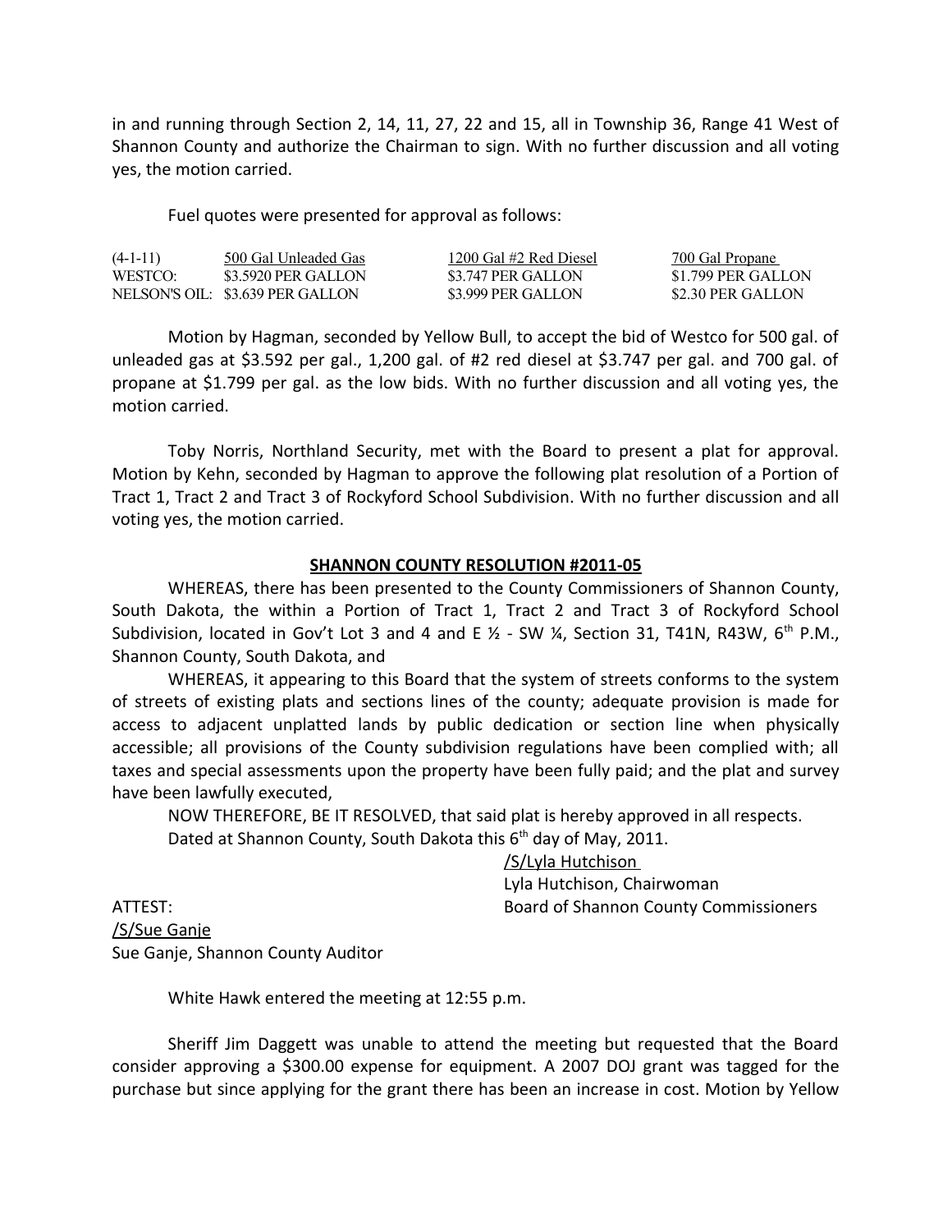in and running through Section 2, 14, 11, 27, 22 and 15, all in Township 36, Range 41 West of Shannon County and authorize the Chairman to sign. With no further discussion and all voting yes, the motion carried.

Fuel quotes were presented for approval as follows:

| (4-1-11) | 500 Gal Unleaded Gas | 1200 Gal #2 Red Diesel | 700 Gal Propane |
|---|---|---|---|
| WESTCO: | $3.5920 PER GALLON | $3.747 PER GALLON | $1.799 PER GALLON |
| NELSON'S OIL: | $3.639 PER GALLON | $3.999 PER GALLON | $2.30 PER GALLON |

Motion by Hagman, seconded by Yellow Bull, to accept the bid of Westco for 500 gal. of unleaded gas at $3.592 per gal., 1,200 gal. of #2 red diesel at $3.747 per gal. and 700 gal. of propane at $1.799 per gal. as the low bids. With no further discussion and all voting yes, the motion carried.

Toby Norris, Northland Security, met with the Board to present a plat for approval. Motion by Kehn, seconded by Hagman to approve the following plat resolution of a Portion of Tract 1, Tract 2 and Tract 3 of Rockyford School Subdivision. With no further discussion and all voting yes, the motion carried.

**SHANNON COUNTY RESOLUTION #2011-05**

WHEREAS, there has been presented to the County Commissioners of Shannon County, South Dakota, the within a Portion of Tract 1, Tract 2 and Tract 3 of Rockyford School Subdivision, located in Gov't Lot 3 and 4 and E ½ - SW ¼, Section 31, T41N, R43W, 6th P.M., Shannon County, South Dakota, and

WHEREAS, it appearing to this Board that the system of streets conforms to the system of streets of existing plats and sections lines of the county; adequate provision is made for access to adjacent unplatted lands by public dedication or section line when physically accessible; all provisions of the County subdivision regulations have been complied with; all taxes and special assessments upon the property have been fully paid; and the plat and survey have been lawfully executed,

NOW THEREFORE, BE IT RESOLVED, that said plat is hereby approved in all respects.

Dated at Shannon County, South Dakota this 6th day of May, 2011.

/S/Lyla Hutchison
Lyla Hutchison, Chairwoman
Board of Shannon County Commissioners

ATTEST:
/S/Sue Ganje
Sue Ganje, Shannon County Auditor

White Hawk entered the meeting at 12:55 p.m.

Sheriff Jim Daggett was unable to attend the meeting but requested that the Board consider approving a $300.00 expense for equipment. A 2007 DOJ grant was tagged for the purchase but since applying for the grant there has been an increase in cost. Motion by Yellow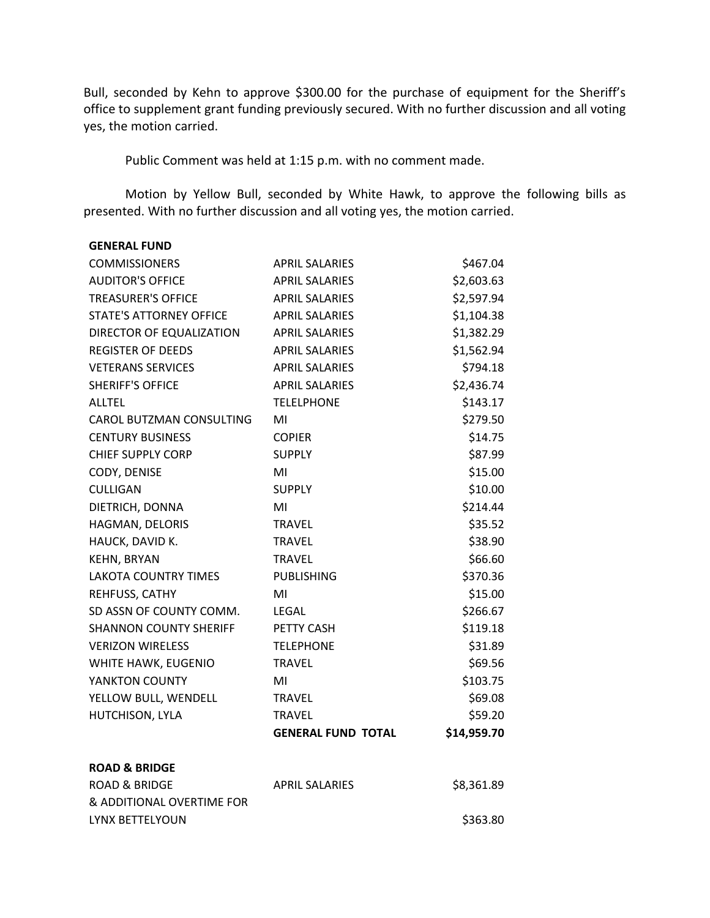Bull, seconded by Kehn to approve $300.00 for the purchase of equipment for the Sheriff's office to supplement grant funding previously secured. With no further discussion and all voting yes, the motion carried.

Public Comment was held at 1:15 p.m. with no comment made.

Motion by Yellow Bull, seconded by White Hawk, to approve the following bills as presented. With no further discussion and all voting yes, the motion carried.

| **GENERAL FUND** | | |
|---|---|---|
| COMMISSIONERS | APRIL SALARIES | $467.04 |
| AUDITOR'S OFFICE | APRIL SALARIES | $2,603.63 |
| TREASURER'S OFFICE | APRIL SALARIES | $2,597.94 |
| STATE'S ATTORNEY OFFICE | APRIL SALARIES | $1,104.38 |
| DIRECTOR OF EQUALIZATION | APRIL SALARIES | $1,382.29 |
| REGISTER OF DEEDS | APRIL SALARIES | $1,562.94 |
| VETERANS SERVICES | APRIL SALARIES | $794.18 |
| SHERIFF'S OFFICE | APRIL SALARIES | $2,436.74 |
| ALLTEL | TELELPHONE | $143.17 |
| CAROL BUTZMAN CONSULTING | MI | $279.50 |
| CENTURY BUSINESS | COPIER | $14.75 |
| CHIEF SUPPLY CORP | SUPPLY | $87.99 |
| CODY, DENISE | MI | $15.00 |
| CULLIGAN | SUPPLY | $10.00 |
| DIETRICH, DONNA | MI | $214.44 |
| HAGMAN, DELORIS | TRAVEL | $35.52 |
| HAUCK, DAVID K. | TRAVEL | $38.90 |
| KEHN, BRYAN | TRAVEL | $66.60 |
| LAKOTA COUNTRY TIMES | PUBLISHING | $370.36 |
| REHFUSS, CATHY | MI | $15.00 |
| SD ASSN OF COUNTY COMM. | LEGAL | $266.67 |
| SHANNON COUNTY SHERIFF | PETTY CASH | $119.18 |
| VERIZON WIRELESS | TELEPHONE | $31.89 |
| WHITE HAWK, EUGENIO | TRAVEL | $69.56 |
| YANKTON COUNTY | MI | $103.75 |
| YELLOW BULL, WENDELL | TRAVEL | $69.08 |
| HUTCHISON, LYLA | TRAVEL | $59.20 |
| | **GENERAL FUND TOTAL** | **$14,959.70** |

| **ROAD & BRIDGE** | | |
|---|---|---|
| ROAD & BRIDGE | APRIL SALARIES | $8,361.89 |
| & ADDITIONAL OVERTIME FOR LYNX BETTELYOUN | | $363.80 |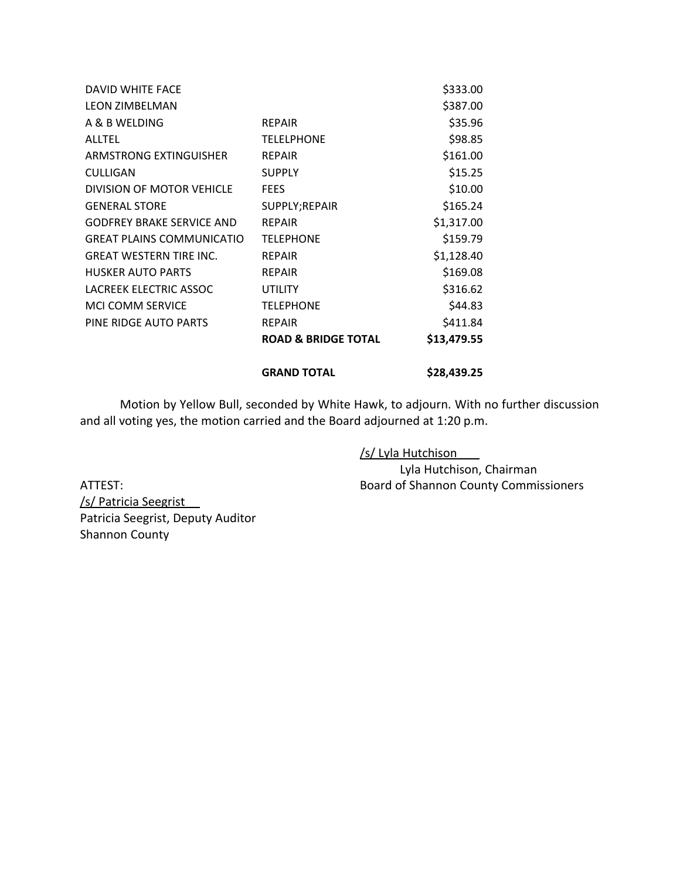| | | |
|---|---|---|
| DAVID WHITE FACE | | \$333.00 |
| LEON ZIMBELMAN | | \$387.00 |
| A & B WELDING | REPAIR | \$35.96 |
| ALLTEL | TELELPHONE | \$98.85 |
| ARMSTRONG EXTINGUISHER | REPAIR | \$161.00 |
| CULLIGAN | SUPPLY | \$15.25 |
| DIVISION OF MOTOR VEHICLE | FEES | \$10.00 |
| GENERAL STORE | SUPPLY;REPAIR | \$165.24 |
| GODFREY BRAKE SERVICE AND | REPAIR | \$1,317.00 |
| GREAT PLAINS COMMUNICATIO | TELEPHONE | \$159.79 |
| GREAT WESTERN TIRE INC. | REPAIR | \$1,128.40 |
| HUSKER AUTO PARTS | REPAIR | \$169.08 |
| LACREEK ELECTRIC ASSOC | UTILITY | \$316.62 |
| MCI COMM SERVICE | TELEPHONE | \$44.83 |
| PINE RIDGE AUTO PARTS | REPAIR | \$411.84 |
| | **ROAD & BRIDGE TOTAL** | **\$13,479.55** |
| | **GRAND TOTAL** | **\$28,439.25** |

Motion by Yellow Bull, seconded by White Hawk, to adjourn. With no further discussion and all voting yes, the motion carried and the Board adjourned at 1:20 p.m.

/s/ Lyla Hutchison
Lyla Hutchison, Chairman
Board of Shannon County Commissioners

ATTEST:
/s/ Patricia Seegrist
Patricia Seegrist, Deputy Auditor
Shannon County